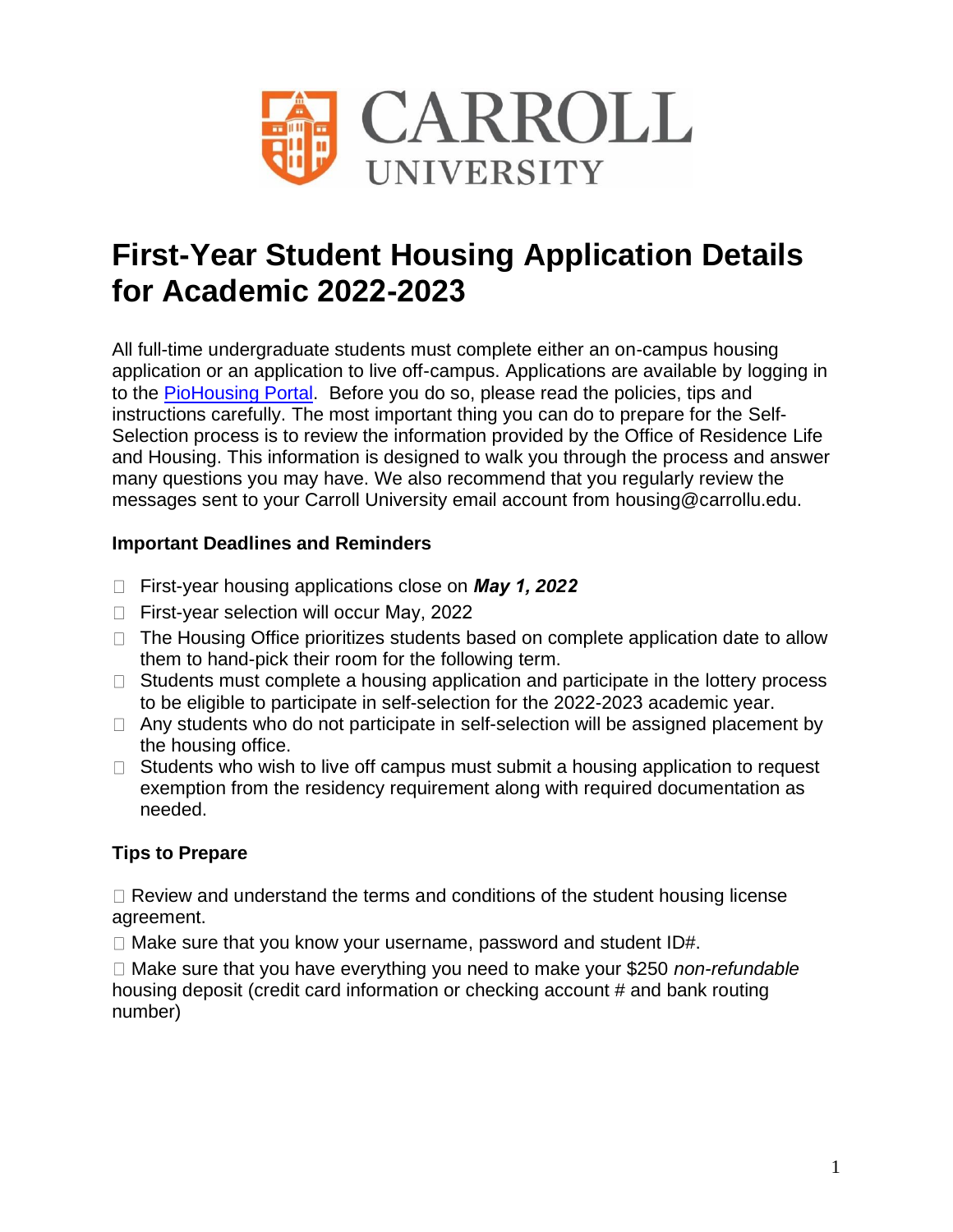# First-Year Student Housing Application Details for Academic 2022-2023

All full-time undergraduate students must complete either an on-campus housing application or an application to live off-campus. Applications are available by logging in to the [PioHousing Portal](). Before you do so, please read the policies, tips and instructions carefully. The most important thing you can do to prepare for the Self-Selection process is to review the information provided by the Office of Residence Life and Housing. This information is designed to walk you through the process and answer many questions you may have. We also recommend that you regularly review the messages sent to your Carroll University email account from housing@carrollu.edu.

### Important Deadlines and Reminders

- First-year housing applications close on ***May 1, 2022***
- First-year selection will occur May, 2022
- The Housing Office prioritizes students based on complete application date to allow them to hand-pick their room for the following term.
- Students must complete a housing application and participate in the lottery process to be eligible to participate in self-selection for the 2022-2023 academic year.
- Any students who do not participate in self-selection will be assigned placement by the housing office.
- Students who wish to live off campus must submit a housing application to request exemption from the residency requirement along with required documentation as needed.

### Tips to Prepare

- Review and understand the terms and conditions of the student housing license agreement.
- Make sure that you know your username, password and student ID#.
- Make sure that you have everything you need to make your $250 *non-refundable* housing deposit (credit card information or checking account # and bank routing number)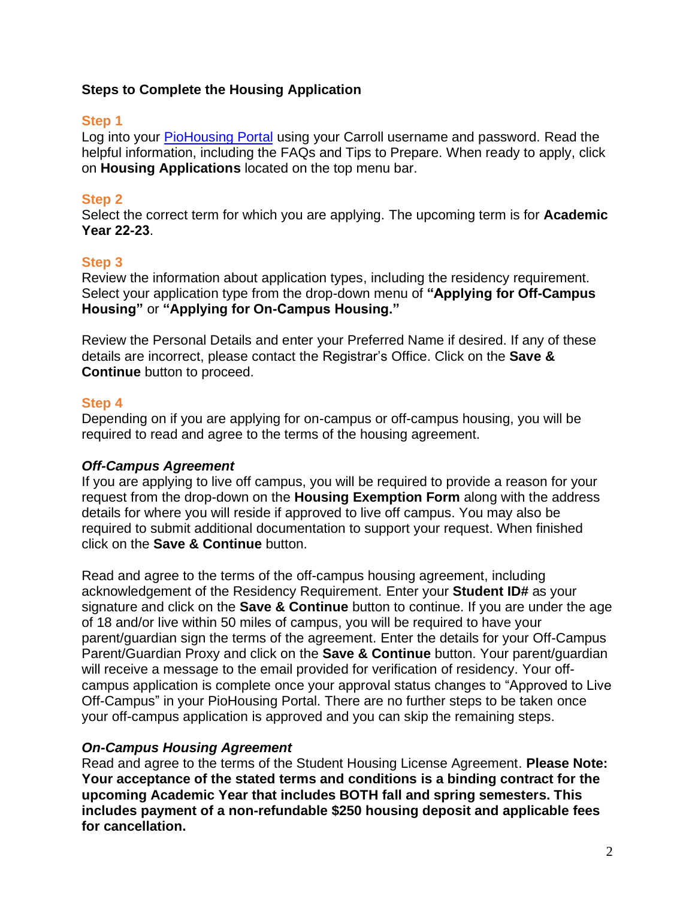### Steps to Complete the Housing Application

#### Step 1

Log into your [PioHousing Portal]() using your Carroll username and password. Read the helpful information, including the FAQs and Tips to Prepare. When ready to apply, click on **Housing Applications** located on the top menu bar.

#### Step 2

Select the correct term for which you are applying. The upcoming term is for **Academic Year 22-23**.

#### Step 3

Review the information about application types, including the residency requirement. Select your application type from the drop-down menu of **"Applying for Off-Campus Housing"** or **"Applying for On-Campus Housing."**

Review the Personal Details and enter your Preferred Name if desired. If any of these details are incorrect, please contact the Registrar's Office. Click on the **Save & Continue** button to proceed.

#### Step 4

Depending on if you are applying for on-campus or off-campus housing, you will be required to read and agree to the terms of the housing agreement.

***Off-Campus Agreement***

If you are applying to live off campus, you will be required to provide a reason for your request from the drop-down on the **Housing Exemption Form** along with the address details for where you will reside if approved to live off campus. You may also be required to submit additional documentation to support your request. When finished click on the **Save & Continue** button.

Read and agree to the terms of the off-campus housing agreement, including acknowledgement of the Residency Requirement. Enter your **Student ID#** as your signature and click on the **Save & Continue** button to continue. If you are under the age of 18 and/or live within 50 miles of campus, you will be required to have your parent/guardian sign the terms of the agreement. Enter the details for your Off-Campus Parent/Guardian Proxy and click on the **Save & Continue** button. Your parent/guardian will receive a message to the email provided for verification of residency. Your off-campus application is complete once your approval status changes to "Approved to Live Off-Campus" in your PioHousing Portal. There are no further steps to be taken once your off-campus application is approved and you can skip the remaining steps.

***On-Campus Housing Agreement***

Read and agree to the terms of the Student Housing License Agreement. **Please Note: Your acceptance of the stated terms and conditions is a binding contract for the upcoming Academic Year that includes BOTH fall and spring semesters. This includes payment of a non-refundable $250 housing deposit and applicable fees for cancellation.**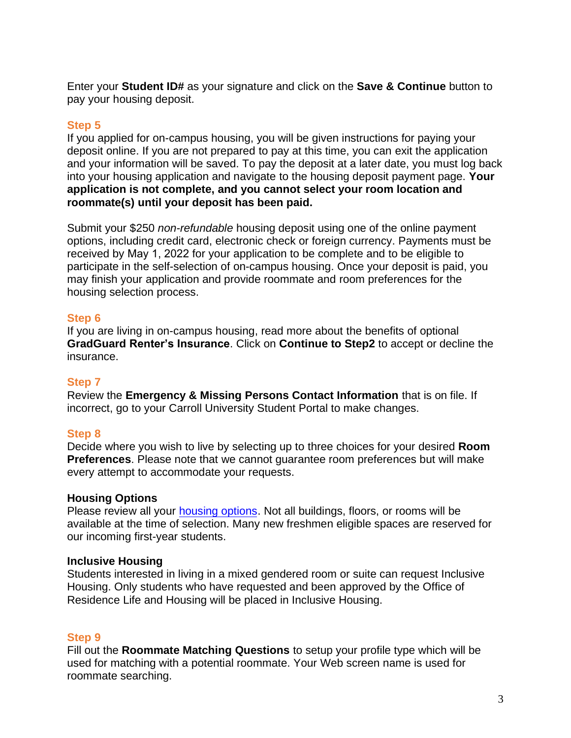Enter your **Student ID#** as your signature and click on the **Save & Continue** button to pay your housing deposit.

### Step 5

If you applied for on-campus housing, you will be given instructions for paying your deposit online. If you are not prepared to pay at this time, you can exit the application and your information will be saved. To pay the deposit at a later date, you must log back into your housing application and navigate to the housing deposit payment page. **Your application is not complete, and you cannot select your room location and roommate(s) until your deposit has been paid.**

Submit your $250 *non-refundable* housing deposit using one of the online payment options, including credit card, electronic check or foreign currency. Payments must be received by May 1, 2022 for your application to be complete and to be eligible to participate in the self-selection of on-campus housing. Once your deposit is paid, you may finish your application and provide roommate and room preferences for the housing selection process.

### Step 6

If you are living in on-campus housing, read more about the benefits of optional **GradGuard Renter's Insurance**. Click on **Continue to Step2** to accept or decline the insurance.

### Step 7

Review the **Emergency & Missing Persons Contact Information** that is on file. If incorrect, go to your Carroll University Student Portal to make changes.

### Step 8

Decide where you wish to live by selecting up to three choices for your desired **Room Preferences**. Please note that we cannot guarantee room preferences but will make every attempt to accommodate your requests.

**Housing Options**

Please review all your housing options. Not all buildings, floors, or rooms will be available at the time of selection. Many new freshmen eligible spaces are reserved for our incoming first-year students.

**Inclusive Housing**

Students interested in living in a mixed gendered room or suite can request Inclusive Housing. Only students who have requested and been approved by the Office of Residence Life and Housing will be placed in Inclusive Housing.

### Step 9

Fill out the **Roommate Matching Questions** to setup your profile type which will be used for matching with a potential roommate. Your Web screen name is used for roommate searching.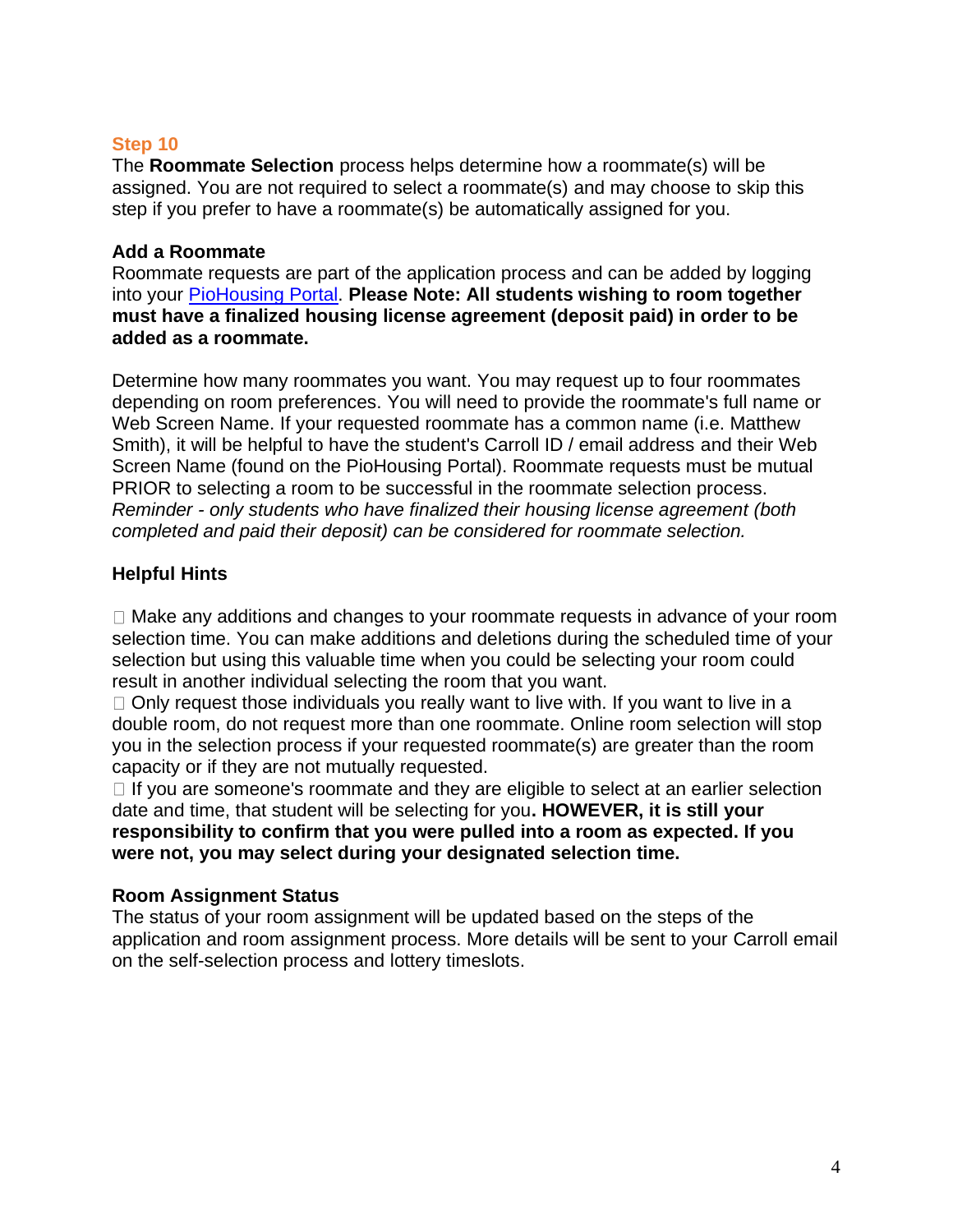## Step 10

The **Roommate Selection** process helps determine how a roommate(s) will be assigned. You are not required to select a roommate(s) and may choose to skip this step if you prefer to have a roommate(s) be automatically assigned for you.

### Add a Roommate

Roommate requests are part of the application process and can be added by logging into your PioHousing Portal. **Please Note: All students wishing to room together must have a finalized housing license agreement (deposit paid) in order to be added as a roommate.**

Determine how many roommates you want. You may request up to four roommates depending on room preferences. You will need to provide the roommate's full name or Web Screen Name. If your requested roommate has a common name (i.e. Matthew Smith), it will be helpful to have the student's Carroll ID / email address and their Web Screen Name (found on the PioHousing Portal). Roommate requests must be mutual PRIOR to selecting a room to be successful in the roommate selection process. *Reminder - only students who have finalized their housing license agreement (both completed and paid their deposit) can be considered for roommate selection.*

### Helpful Hints

- Make any additions and changes to your roommate requests in advance of your room selection time. You can make additions and deletions during the scheduled time of your selection but using this valuable time when you could be selecting your room could result in another individual selecting the room that you want.
- Only request those individuals you really want to live with. If you want to live in a double room, do not request more than one roommate. Online room selection will stop you in the selection process if your requested roommate(s) are greater than the room capacity or if they are not mutually requested.
- If you are someone's roommate and they are eligible to select at an earlier selection date and time, that student will be selecting for you**. HOWEVER, it is still your responsibility to confirm that you were pulled into a room as expected. If you were not, you may select during your designated selection time.**

### Room Assignment Status

The status of your room assignment will be updated based on the steps of the application and room assignment process. More details will be sent to your Carroll email on the self-selection process and lottery timeslots.